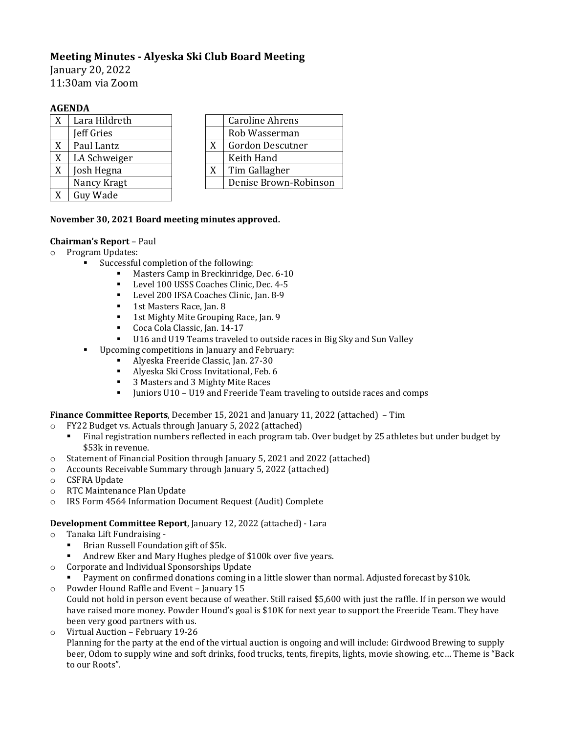**Meeting Minutes - Alyeska Ski Club Board Meeting**
January 20, 2022
11:30am via Zoom

**AGENDA**

| | |
|---|---|
| X | Lara Hildreth |
| | Jeff Gries |
| X | Paul Lantz |
| X | LA Schweiger |
| X | Josh Hegna |
| | Nancy Kragt |
| X | Guy Wade |

| | |
|---|---|
| | Caroline Ahrens |
| | Rob Wasserman |
| X | Gordon Descutner |
| | Keith Hand |
| X | Tim Gallagher |
| | Denise Brown-Robinson |

**November 30, 2021 Board meeting minutes approved.**

**Chairman's Report** – Paul

- Program Updates:
  - Successful completion of the following:
    - Masters Camp in Breckinridge, Dec. 6-10
    - Level 100 USSS Coaches Clinic, Dec. 4-5
    - Level 200 IFSA Coaches Clinic, Jan. 8-9
    - 1st Masters Race, Jan. 8
    - 1st Mighty Mite Grouping Race, Jan. 9
    - Coca Cola Classic, Jan. 14-17
    - U16 and U19 Teams traveled to outside races in Big Sky and Sun Valley
  - Upcoming competitions in January and February:
    - Alyeska Freeride Classic, Jan. 27-30
    - Alyeska Ski Cross Invitational, Feb. 6
    - 3 Masters and 3 Mighty Mite Races
    - Juniors U10 – U19 and Freeride Team traveling to outside races and comps

**Finance Committee Reports**, December 15, 2021 and January 11, 2022 (attached) – Tim

- FY22 Budget vs. Actuals through January 5, 2022 (attached)
  - Final registration numbers reflected in each program tab. Over budget by 25 athletes but under budget by $53k in revenue.
- Statement of Financial Position through January 5, 2021 and 2022 (attached)
- Accounts Receivable Summary through January 5, 2022 (attached)
- CSFRA Update
- RTC Maintenance Plan Update
- IRS Form 4564 Information Document Request (Audit) Complete

**Development Committee Report**, January 12, 2022 (attached) - Lara

- Tanaka Lift Fundraising -
  - Brian Russell Foundation gift of $5k.
  - Andrew Eker and Mary Hughes pledge of $100k over five years.
- Corporate and Individual Sponsorships Update
  - Payment on confirmed donations coming in a little slower than normal. Adjusted forecast by $10k.
- Powder Hound Raffle and Event – January 15
  Could not hold in person event because of weather. Still raised $5,600 with just the raffle. If in person we would have raised more money. Powder Hound's goal is $10K for next year to support the Freeride Team. They have been very good partners with us.
- Virtual Auction – February 19-26
  Planning for the party at the end of the virtual auction is ongoing and will include: Girdwood Brewing to supply beer, Odom to supply wine and soft drinks, food trucks, tents, firepits, lights, movie showing, etc… Theme is "Back to our Roots".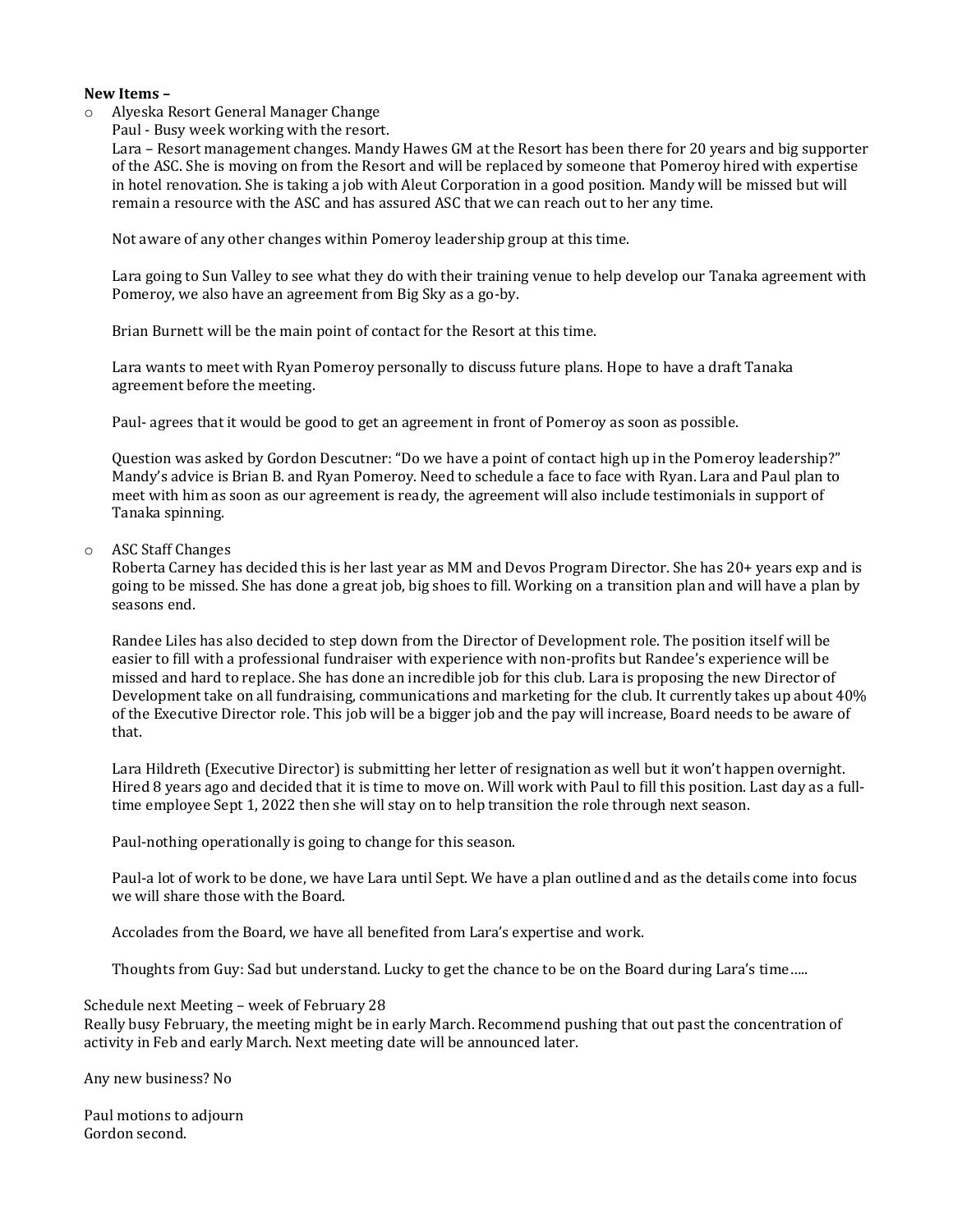**New Items –**

- Alyeska Resort General Manager Change

  Paul - Busy week working with the resort.

  Lara – Resort management changes. Mandy Hawes GM at the Resort has been there for 20 years and big supporter of the ASC. She is moving on from the Resort and will be replaced by someone that Pomeroy hired with expertise in hotel renovation. She is taking a job with Aleut Corporation in a good position. Mandy will be missed but will remain a resource with the ASC and has assured ASC that we can reach out to her any time.

  Not aware of any other changes within Pomeroy leadership group at this time.

  Lara going to Sun Valley to see what they do with their training venue to help develop our Tanaka agreement with Pomeroy, we also have an agreement from Big Sky as a go-by.

  Brian Burnett will be the main point of contact for the Resort at this time.

  Lara wants to meet with Ryan Pomeroy personally to discuss future plans. Hope to have a draft Tanaka agreement before the meeting.

  Paul- agrees that it would be good to get an agreement in front of Pomeroy as soon as possible.

  Question was asked by Gordon Descutner: "Do we have a point of contact high up in the Pomeroy leadership?" Mandy's advice is Brian B. and Ryan Pomeroy. Need to schedule a face to face with Ryan. Lara and Paul plan to meet with him as soon as our agreement is ready, the agreement will also include testimonials in support of Tanaka spinning.

- ASC Staff Changes

  Roberta Carney has decided this is her last year as MM and Devos Program Director. She has 20+ years exp and is going to be missed. She has done a great job, big shoes to fill. Working on a transition plan and will have a plan by seasons end.

  Randee Liles has also decided to step down from the Director of Development role. The position itself will be easier to fill with a professional fundraiser with experience with non-profits but Randee's experience will be missed and hard to replace. She has done an incredible job for this club. Lara is proposing the new Director of Development take on all fundraising, communications and marketing for the club. It currently takes up about 40% of the Executive Director role. This job will be a bigger job and the pay will increase, Board needs to be aware of that.

  Lara Hildreth (Executive Director) is submitting her letter of resignation as well but it won't happen overnight. Hired 8 years ago and decided that it is time to move on. Will work with Paul to fill this position. Last day as a full-time employee Sept 1, 2022 then she will stay on to help transition the role through next season.

  Paul-nothing operationally is going to change for this season.

  Paul-a lot of work to be done, we have Lara until Sept. We have a plan outlined and as the details come into focus we will share those with the Board.

  Accolades from the Board, we have all benefited from Lara's expertise and work.

  Thoughts from Guy: Sad but understand. Lucky to get the chance to be on the Board during Lara's time…..

Schedule next Meeting – week of February 28
Really busy February, the meeting might be in early March. Recommend pushing that out past the concentration of activity in Feb and early March. Next meeting date will be announced later.

Any new business? No

Paul motions to adjourn
Gordon second.